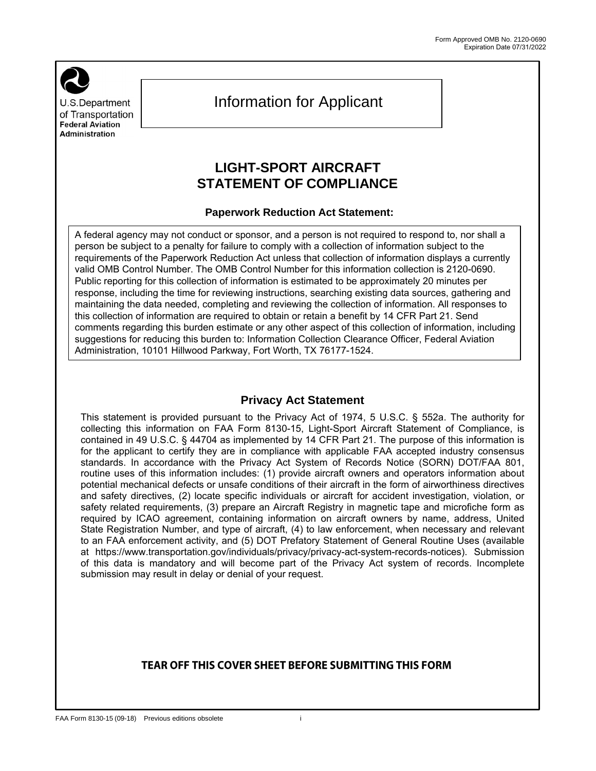Form Approved OMB No. 2120-0690
Expiration Date 07/31/2022

U.S.Department of Transportation
Federal Aviation Administration

# Information for Applicant

## LIGHT-SPORT AIRCRAFT STATEMENT OF COMPLIANCE

### Paperwork Reduction Act Statement:

A federal agency may not conduct or sponsor, and a person is not required to respond to, nor shall a person be subject to a penalty for failure to comply with a collection of information subject to the requirements of the Paperwork Reduction Act unless that collection of information displays a currently valid OMB Control Number. The OMB Control Number for this information collection is 2120-0690. Public reporting for this collection of information is estimated to be approximately 20 minutes per response, including the time for reviewing instructions, searching existing data sources, gathering and maintaining the data needed, completing and reviewing the collection of information. All responses to this collection of information are required to obtain or retain a benefit by 14 CFR Part 21. Send comments regarding this burden estimate or any other aspect of this collection of information, including suggestions for reducing this burden to: Information Collection Clearance Officer, Federal Aviation Administration, 10101 Hillwood Parkway, Fort Worth, TX 76177-1524.

### Privacy Act Statement

This statement is provided pursuant to the Privacy Act of 1974, 5 U.S.C. § 552a. The authority for collecting this information on FAA Form 8130-15, Light-Sport Aircraft Statement of Compliance, is contained in 49 U.S.C. § 44704 as implemented by 14 CFR Part 21. The purpose of this information is for the applicant to certify they are in compliance with applicable FAA accepted industry consensus standards. In accordance with the Privacy Act System of Records Notice (SORN) DOT/FAA 801, routine uses of this information includes: (1) provide aircraft owners and operators information about potential mechanical defects or unsafe conditions of their aircraft in the form of airworthiness directives and safety directives, (2) locate specific individuals or aircraft for accident investigation, violation, or safety related requirements, (3) prepare an Aircraft Registry in magnetic tape and microfiche form as required by ICAO agreement, containing information on aircraft owners by name, address, United State Registration Number, and type of aircraft, (4) to law enforcement, when necessary and relevant to an FAA enforcement activity, and (5) DOT Prefatory Statement of General Routine Uses (available at https://www.transportation.gov/individuals/privacy/privacy-act-system-records-notices). Submission of this data is mandatory and will become part of the Privacy Act system of records. Incomplete submission may result in delay or denial of your request.

**TEAR OFF THIS COVER SHEET BEFORE SUBMITTING THIS FORM**

FAA Form 8130-15 (09-18) Previous editions obsolete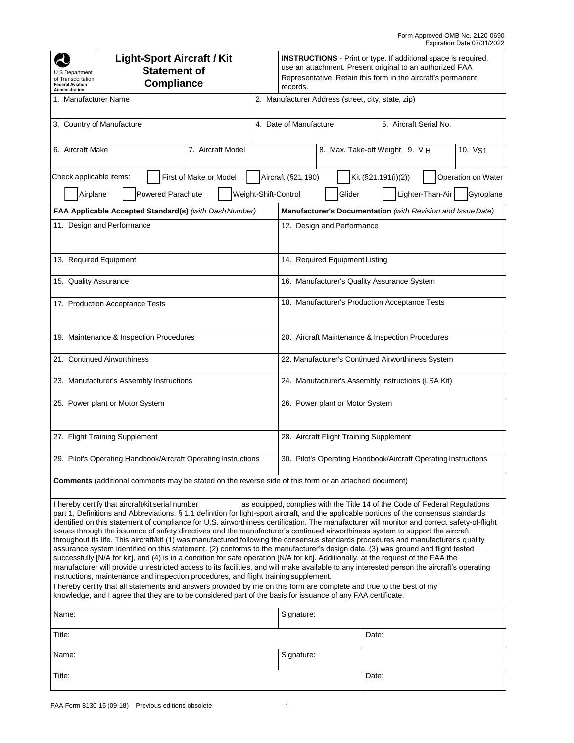Form Approved OMB No. 2120-0690
Expiration Date 07/31/2022

| U.S.Department of Transportation Federal Aviation Administration | **Light-Sport Aircraft / Kit Statement of Compliance** | **INSTRUCTIONS** - Print or type. If additional space is required, use an attachment. Present original to an authorized FAA Representative. Retain this form in the aircraft's permanent records. |
|---|---|---|

| | |
|---|---|
| 1. Manufacturer Name | 2. Manufacturer Address (street, city, state, zip) |

| | | |
|---|---|---|
| 3. Country of Manufacture | 4. Date of Manufacture | 5. Aircraft Serial No. |

| | | | | |
|---|---|---|---|---|
| 6. Aircraft Make | 7. Aircraft Model | 8. Max. Take-off Weight | 9. $V_H$ | 10. $V_{S1}$ |

Check applicable items: ☐ First of Make or Model ☐ Aircraft (§21.190) ☐ Kit (§21.191(i)(2)) ☐ Operation on Water

☐ Airplane ☐ Powered Parachute ☐ Weight-Shift-Control ☐ Glider ☐ Lighter-Than-Air ☐ Gyroplane

| **FAA Applicable Accepted Standard(s)** *(with Dash Number)* | **Manufacturer's Documentation** *(with Revision and Issue Date)* |
|---|---|
| 11. Design and Performance | 12. Design and Performance |
| 13. Required Equipment | 14. Required Equipment Listing |
| 15. Quality Assurance | 16. Manufacturer's Quality Assurance System |
| 17. Production Acceptance Tests | 18. Manufacturer's Production Acceptance Tests |
| 19. Maintenance & Inspection Procedures | 20. Aircraft Maintenance & Inspection Procedures |
| 21. Continued Airworthiness | 22. Manufacturer's Continued Airworthiness System |
| 23. Manufacturer's Assembly Instructions | 24. Manufacturer's Assembly Instructions (LSA Kit) |
| 25. Power plant or Motor System | 26. Power plant or Motor System |
| 27. Flight Training Supplement | 28. Aircraft Flight Training Supplement |
| 29. Pilot's Operating Handbook/Aircraft Operating Instructions | 30. Pilot's Operating Handbook/Aircraft Operating Instructions |

**Comments** (additional comments may be stated on the reverse side of this form or an attached document)

I hereby certify that aircraft/kit serial number__________as equipped, complies with the Title 14 of the Code of Federal Regulations part 1, Definitions and Abbreviations, § 1.1 definition for light-sport aircraft, and the applicable portions of the consensus standards identified on this statement of compliance for U.S. airworthiness certification. The manufacturer will monitor and correct safety-of-flight issues through the issuance of safety directives and the manufacturer's continued airworthiness system to support the aircraft throughout its life. This aircraft/kit (1) was manufactured following the consensus standards procedures and manufacturer's quality assurance system identified on this statement, (2) conforms to the manufacturer's design data, (3) was ground and flight tested successfully [N/A for kit], and (4) is in a condition for safe operation [N/A for kit]. Additionally, at the request of the FAA the manufacturer will provide unrestricted access to its facilities, and will make available to any interested person the aircraft's operating instructions, maintenance and inspection procedures, and flight training supplement.

I hereby certify that all statements and answers provided by me on this form are complete and true to the best of my knowledge, and I agree that they are to be considered part of the basis for issuance of any FAA certificate.

| | |
|---|---|
| Name: | Signature: |
| Title: | Date: |
| Name: | Signature: |
| Title: | Date: |

FAA Form 8130-15 (09-18) Previous editions obsolete